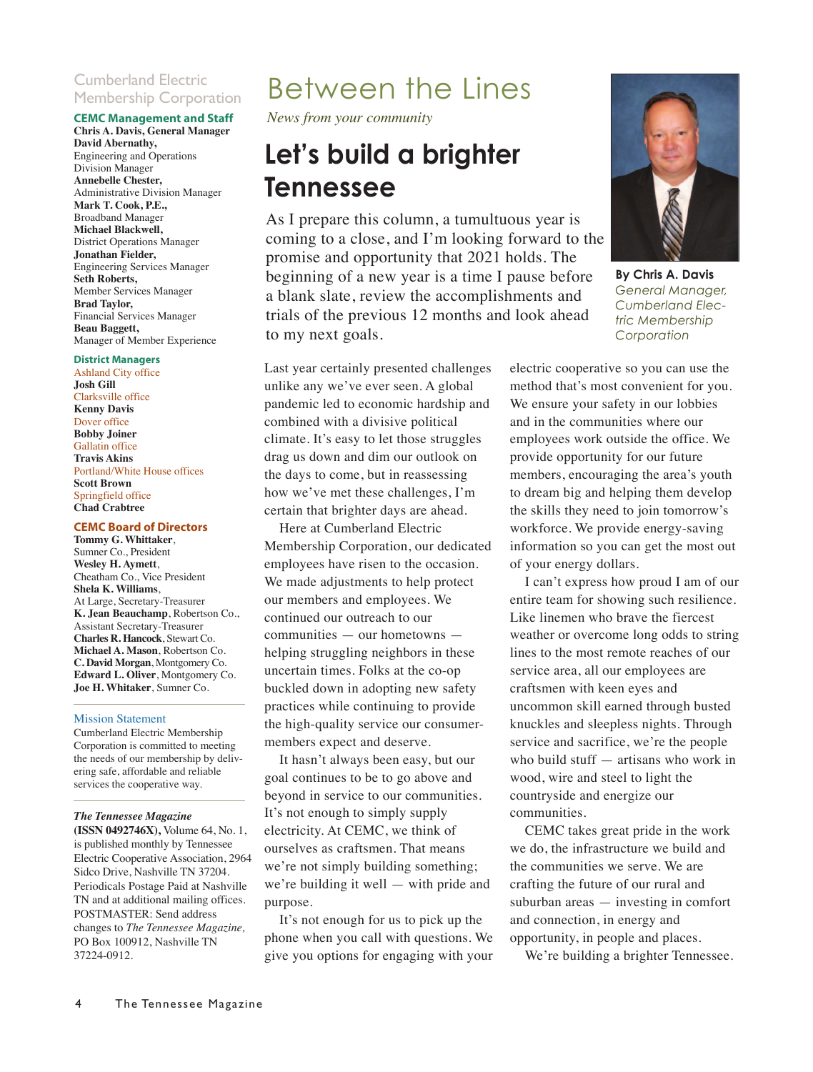# Between the Lines

*News from your community*

## Let's build a brighter Tennessee

**By Chris A. Davis**
*General Manager, Cumberland Electric Membership Corporation*

As I prepare this column, a tumultuous year is coming to a close, and I'm looking forward to the promise and opportunity that 2021 holds. The beginning of a new year is a time I pause before a blank slate, review the accomplishments and trials of the previous 12 months and look ahead to my next goals.

Last year certainly presented challenges unlike any we've ever seen. A global pandemic led to economic hardship and combined with a divisive political climate. It's easy to let those struggles drag us down and dim our outlook on the days to come, but in reassessing how we've met these challenges, I'm certain that brighter days are ahead.

Here at Cumberland Electric Membership Corporation, our dedicated employees have risen to the occasion. We made adjustments to help protect our members and employees. We continued our outreach to our communities — our hometowns — helping struggling neighbors in these uncertain times. Folks at the co-op buckled down in adopting new safety practices while continuing to provide the high-quality service our consumer-members expect and deserve.

It hasn't always been easy, but our goal continues to be to go above and beyond in service to our communities. It's not enough to simply supply electricity. At CEMC, we think of ourselves as craftsmen. That means we're not simply building something; we're building it well — with pride and purpose.

It's not enough for us to pick up the phone when you call with questions. We give you options for engaging with your electric cooperative so you can use the method that's most convenient for you. We ensure your safety in our lobbies and in the communities where our employees work outside the office. We provide opportunity for our future members, encouraging the area's youth to dream big and helping them develop the skills they need to join tomorrow's workforce. We provide energy-saving information so you can get the most out of your energy dollars.

I can't express how proud I am of our entire team for showing such resilience. Like linemen who brave the fiercest weather or overcome long odds to string lines to the most remote reaches of our service area, all our employees are craftsmen with keen eyes and uncommon skill earned through busted knuckles and sleepless nights. Through service and sacrifice, we're the people who build stuff — artisans who work in wood, wire and steel to light the countryside and energize our communities.

CEMC takes great pride in the work we do, the infrastructure we build and the communities we serve. We are crafting the future of our rural and suburban areas — investing in comfort and connection, in energy and opportunity, in people and places.

We're building a brighter Tennessee.

---

Cumberland Electric Membership Corporation

**CEMC Management and Staff**

**Chris A. Davis, General Manager**
**David Abernathy,** Engineering and Operations Division Manager
**Annebelle Chester,** Administrative Division Manager
**Mark T. Cook, P.E.,** Broadband Manager
**Michael Blackwell,** District Operations Manager
**Jonathan Fielder,** Engineering Services Manager
**Seth Roberts,** Member Services Manager
**Brad Taylor,** Financial Services Manager
**Beau Baggett,** Manager of Member Experience

**District Managers**

Ashland City office
**Josh Gill**
Clarksville office
**Kenny Davis**
Dover office
**Bobby Joiner**
Gallatin office
**Travis Akins**
Portland/White House offices
**Scott Brown**
Springfield office
**Chad Crabtree**

**CEMC Board of Directors**

**Tommy G. Whittaker**, Sumner Co., President
**Wesley H. Aymett**, Cheatham Co., Vice President
**Shela K. Williams**, At Large, Secretary-Treasurer
**K. Jean Beauchamp**, Robertson Co., Assistant Secretary-Treasurer
**Charles R. Hancock**, Stewart Co.
**Michael A. Mason**, Robertson Co.
**C. David Morgan**, Montgomery Co.
**Edward L. Oliver**, Montgomery Co.
**Joe H. Whitaker**, Sumner Co.

**Mission Statement**

Cumberland Electric Membership Corporation is committed to meeting the needs of our membership by delivering safe, affordable and reliable services the cooperative way.

***The Tennessee Magazine***
**(ISSN 0492746X),** Volume 64, No. 1, is published monthly by Tennessee Electric Cooperative Association, 2964 Sidco Drive, Nashville TN 37204. Periodicals Postage Paid at Nashville TN and at additional mailing offices. POSTMASTER: Send address changes to *The Tennessee Magazine,* PO Box 100912, Nashville TN 37224-0912.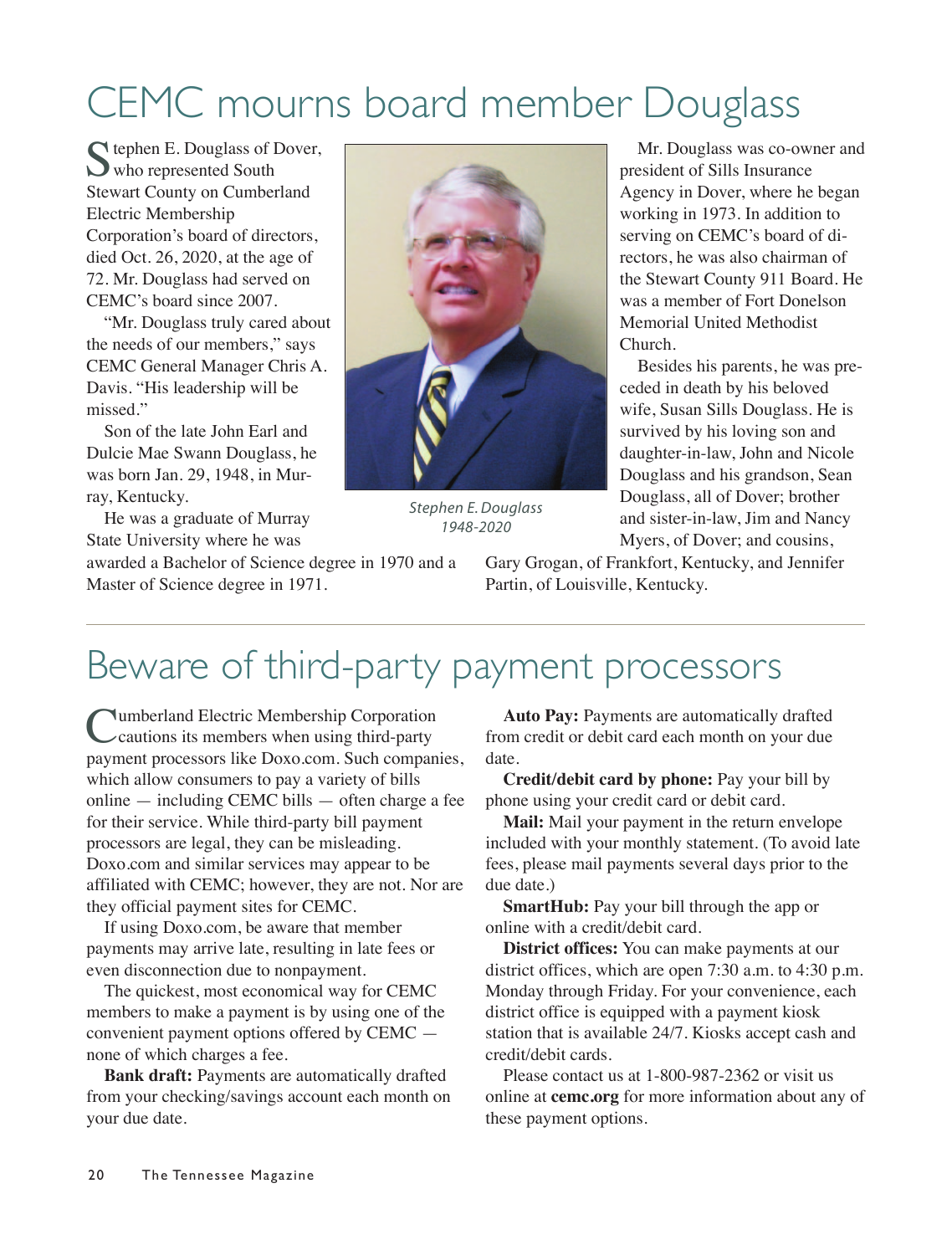# CEMC mourns board member Douglass

Stephen E. Douglass of Dover, who represented South Stewart County on Cumberland Electric Membership Corporation's board of directors, died Oct. 26, 2020, at the age of 72. Mr. Douglass had served on CEMC's board since 2007.

"Mr. Douglass truly cared about the needs of our members," says CEMC General Manager Chris A. Davis. "His leadership will be missed."

Son of the late John Earl and Dulcie Mae Swann Douglass, he was born Jan. 29, 1948, in Murray, Kentucky.

He was a graduate of Murray State University where he was awarded a Bachelor of Science degree in 1970 and a Master of Science degree in 1971.

*Stephen E. Douglass 1948-2020*

Mr. Douglass was co-owner and president of Sills Insurance Agency in Dover, where he began working in 1973. In addition to serving on CEMC's board of directors, he was also chairman of the Stewart County 911 Board. He was a member of Fort Donelson Memorial United Methodist Church.

Besides his parents, he was preceded in death by his beloved wife, Susan Sills Douglass. He is survived by his loving son and daughter-in-law, John and Nicole Douglass and his grandson, Sean Douglass, all of Dover; brother and sister-in-law, Jim and Nancy Myers, of Dover; and cousins, Gary Grogan, of Frankfort, Kentucky, and Jennifer Partin, of Louisville, Kentucky.

# Beware of third-party payment processors

Cumberland Electric Membership Corporation cautions its members when using third-party payment processors like Doxo.com. Such companies, which allow consumers to pay a variety of bills online — including CEMC bills — often charge a fee for their service. While third-party bill payment processors are legal, they can be misleading. Doxo.com and similar services may appear to be affiliated with CEMC; however, they are not. Nor are they official payment sites for CEMC.

If using Doxo.com, be aware that member payments may arrive late, resulting in late fees or even disconnection due to nonpayment.

The quickest, most economical way for CEMC members to make a payment is by using one of the convenient payment options offered by CEMC — none of which charges a fee.

**Bank draft:** Payments are automatically drafted from your checking/savings account each month on your due date.

**Auto Pay:** Payments are automatically drafted from credit or debit card each month on your due date.

**Credit/debit card by phone:** Pay your bill by phone using your credit card or debit card.

**Mail:** Mail your payment in the return envelope included with your monthly statement. (To avoid late fees, please mail payments several days prior to the due date.)

**SmartHub:** Pay your bill through the app or online with a credit/debit card.

**District offices:** You can make payments at our district offices, which are open 7:30 a.m. to 4:30 p.m. Monday through Friday. For your convenience, each district office is equipped with a payment kiosk station that is available 24/7. Kiosks accept cash and credit/debit cards.

Please contact us at 1-800-987-2362 or visit us online at **cemc.org** for more information about any of these payment options.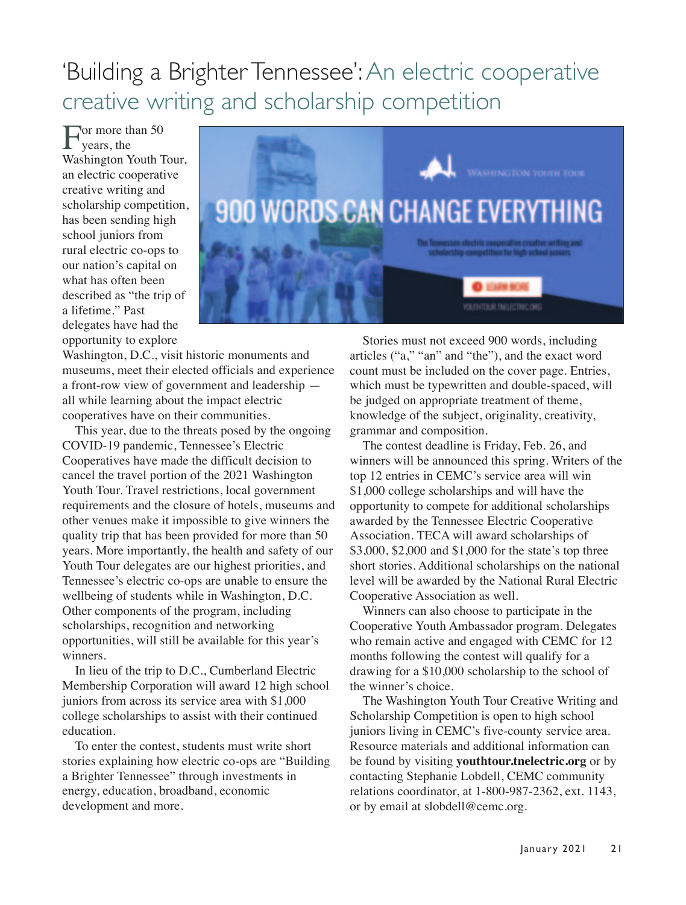# 'Building a Brighter Tennessee': An electric cooperative creative writing and scholarship competition

For more than 50 years, the Washington Youth Tour, an electric cooperative creative writing and scholarship competition, has been sending high school juniors from rural electric co-ops to our nation's capital on what has often been described as "the trip of a lifetime." Past delegates have had the opportunity to explore Washington, D.C., visit historic monuments and museums, meet their elected officials and experience a front-row view of government and leadership — all while learning about the impact electric cooperatives have on their communities.

This year, due to the threats posed by the ongoing COVID-19 pandemic, Tennessee's Electric Cooperatives have made the difficult decision to cancel the travel portion of the 2021 Washington Youth Tour. Travel restrictions, local government requirements and the closure of hotels, museums and other venues make it impossible to give winners the quality trip that has been provided for more than 50 years. More importantly, the health and safety of our Youth Tour delegates are our highest priorities, and Tennessee's electric co-ops are unable to ensure the wellbeing of students while in Washington, D.C. Other components of the program, including scholarships, recognition and networking opportunities, will still be available for this year's winners.

In lieu of the trip to D.C., Cumberland Electric Membership Corporation will award 12 high school juniors from across its service area with $1,000 college scholarships to assist with their continued education.

To enter the contest, students must write short stories explaining how electric co-ops are "Building a Brighter Tennessee" through investments in energy, education, broadband, economic development and more.

Stories must not exceed 900 words, including articles ("a," "an" and "the"), and the exact word count must be included on the cover page. Entries, which must be typewritten and double-spaced, will be judged on appropriate treatment of theme, knowledge of the subject, originality, creativity, grammar and composition.

The contest deadline is Friday, Feb. 26, and winners will be announced this spring. Writers of the top 12 entries in CEMC's service area will win $1,000 college scholarships and will have the opportunity to compete for additional scholarships awarded by the Tennessee Electric Cooperative Association. TECA will award scholarships of $3,000, $2,000 and $1,000 for the state's top three short stories. Additional scholarships on the national level will be awarded by the National Rural Electric Cooperative Association as well.

Winners can also choose to participate in the Cooperative Youth Ambassador program. Delegates who remain active and engaged with CEMC for 12 months following the contest will qualify for a drawing for a $10,000 scholarship to the school of the winner's choice.

The Washington Youth Tour Creative Writing and Scholarship Competition is open to high school juniors living in CEMC's five-county service area. Resource materials and additional information can be found by visiting **youthtour.tnelectric.org** or by contacting Stephanie Lobdell, CEMC community relations coordinator, at 1-800-987-2362, ext. 1143, or by email at slobdell@cemc.org.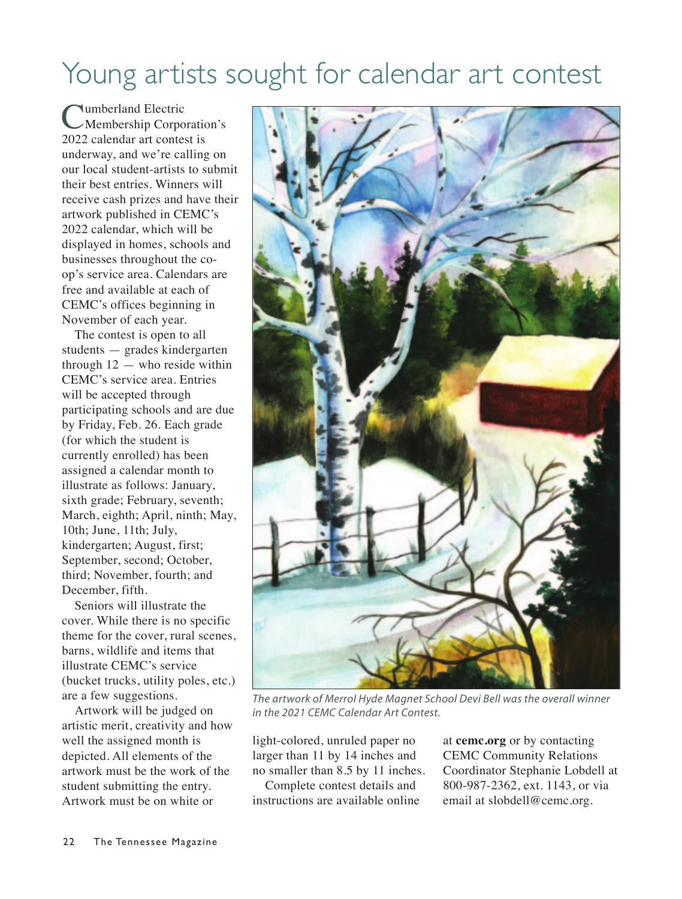# Young artists sought for calendar art contest

Cumberland Electric Membership Corporation's 2022 calendar art contest is underway, and we're calling on our local student-artists to submit their best entries. Winners will receive cash prizes and have their artwork published in CEMC's 2022 calendar, which will be displayed in homes, schools and businesses throughout the co-op's service area. Calendars are free and available at each of CEMC's offices beginning in November of each year.

The contest is open to all students — grades kindergarten through 12 — who reside within CEMC's service area. Entries will be accepted through participating schools and are due by Friday, Feb. 26. Each grade (for which the student is currently enrolled) has been assigned a calendar month to illustrate as follows: January, sixth grade; February, seventh; March, eighth; April, ninth; May, 10th; June, 11th; July, kindergarten; August, first; September, second; October, third; November, fourth; and December, fifth.

Seniors will illustrate the cover. While there is no specific theme for the cover, rural scenes, barns, wildlife and items that illustrate CEMC's service (bucket trucks, utility poles, etc.) are a few suggestions.

Artwork will be judged on artistic merit, creativity and how well the assigned month is depicted. All elements of the artwork must be the work of the student submitting the entry. Artwork must be on white or light-colored, unruled paper no larger than 11 by 14 inches and no smaller than 8.5 by 11 inches.

Complete contest details and instructions are available online at **cemc.org** or by contacting CEMC Community Relations Coordinator Stephanie Lobdell at 800-987-2362, ext. 1143, or via email at slobdell@cemc.org.

*The artwork of Merrol Hyde Magnet School Devi Bell was the overall winner in the 2021 CEMC Calendar Art Contest.*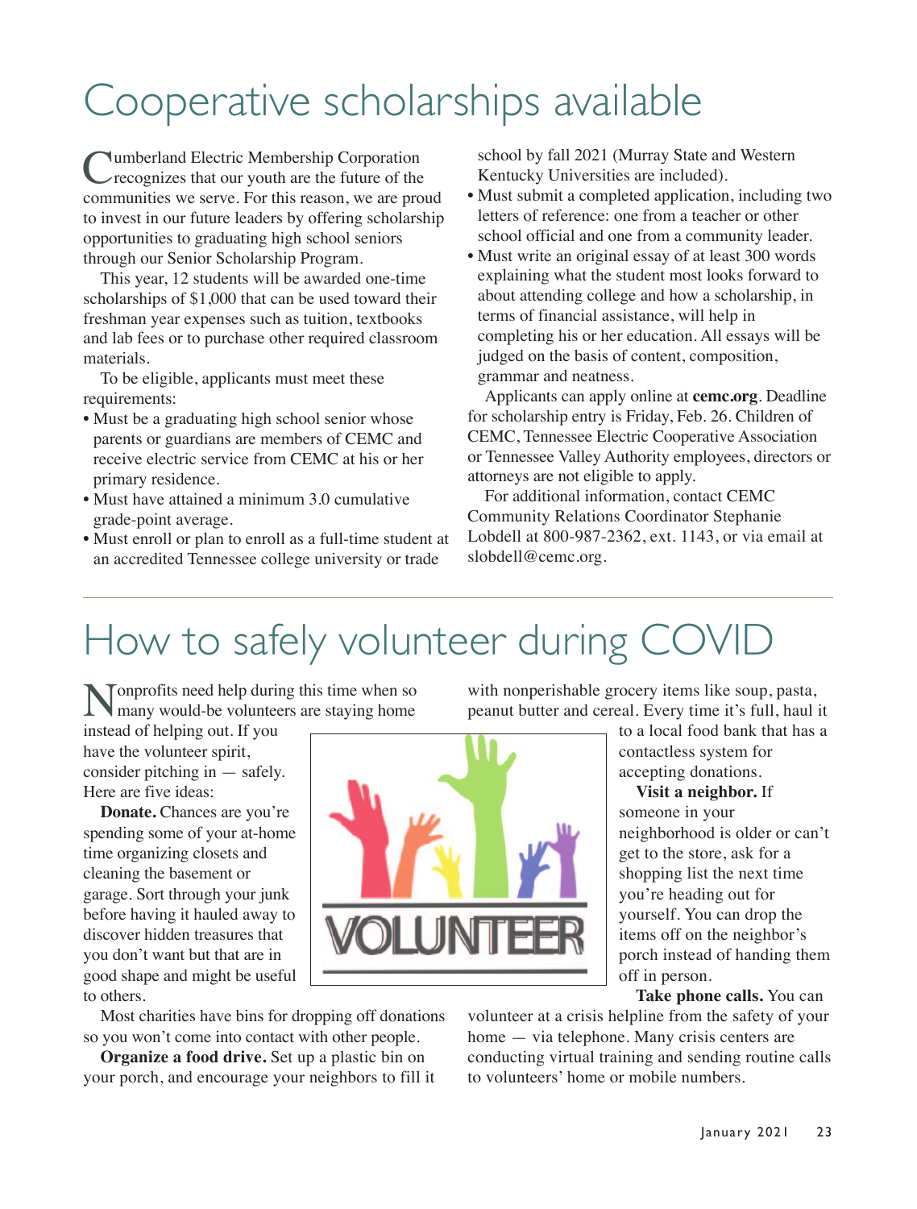# Cooperative scholarships available

Cumberland Electric Membership Corporation recognizes that our youth are the future of the communities we serve. For this reason, we are proud to invest in our future leaders by offering scholarship opportunities to graduating high school seniors through our Senior Scholarship Program.

This year, 12 students will be awarded one-time scholarships of $1,000 that can be used toward their freshman year expenses such as tuition, textbooks and lab fees or to purchase other required classroom materials.

To be eligible, applicants must meet these requirements:

- Must be a graduating high school senior whose parents or guardians are members of CEMC and receive electric service from CEMC at his or her primary residence.
- Must have attained a minimum 3.0 cumulative grade-point average.
- Must enroll or plan to enroll as a full-time student at an accredited Tennessee college university or trade school by fall 2021 (Murray State and Western Kentucky Universities are included).
- Must submit a completed application, including two letters of reference: one from a teacher or other school official and one from a community leader.
- Must write an original essay of at least 300 words explaining what the student most looks forward to about attending college and how a scholarship, in terms of financial assistance, will help in completing his or her education. All essays will be judged on the basis of content, composition, grammar and neatness.

Applicants can apply online at **cemc.org**. Deadline for scholarship entry is Friday, Feb. 26. Children of CEMC, Tennessee Electric Cooperative Association or Tennessee Valley Authority employees, directors or attorneys are not eligible to apply.

For additional information, contact CEMC Community Relations Coordinator Stephanie Lobdell at 800-987-2362, ext. 1143, or via email at slobdell@cemc.org.

# How to safely volunteer during COVID

Nonprofits need help during this time when so many would-be volunteers are staying home instead of helping out. If you have the volunteer spirit, consider pitching in — safely. Here are five ideas:

**Donate.** Chances are you're spending some of your at-home time organizing closets and cleaning the basement or garage. Sort through your junk before having it hauled away to discover hidden treasures that you don't want but that are in good shape and might be useful to others.

Most charities have bins for dropping off donations so you won't come into contact with other people.

**Organize a food drive.** Set up a plastic bin on your porch, and encourage your neighbors to fill it with nonperishable grocery items like soup, pasta, peanut butter and cereal. Every time it's full, haul it to a local food bank that has a contactless system for accepting donations.

**Visit a neighbor.** If someone in your neighborhood is older or can't get to the store, ask for a shopping list the next time you're heading out for yourself. You can drop the items off on the neighbor's porch instead of handing them off in person.

**Take phone calls.** You can volunteer at a crisis helpline from the safety of your home — via telephone. Many crisis centers are conducting virtual training and sending routine calls to volunteers' home or mobile numbers.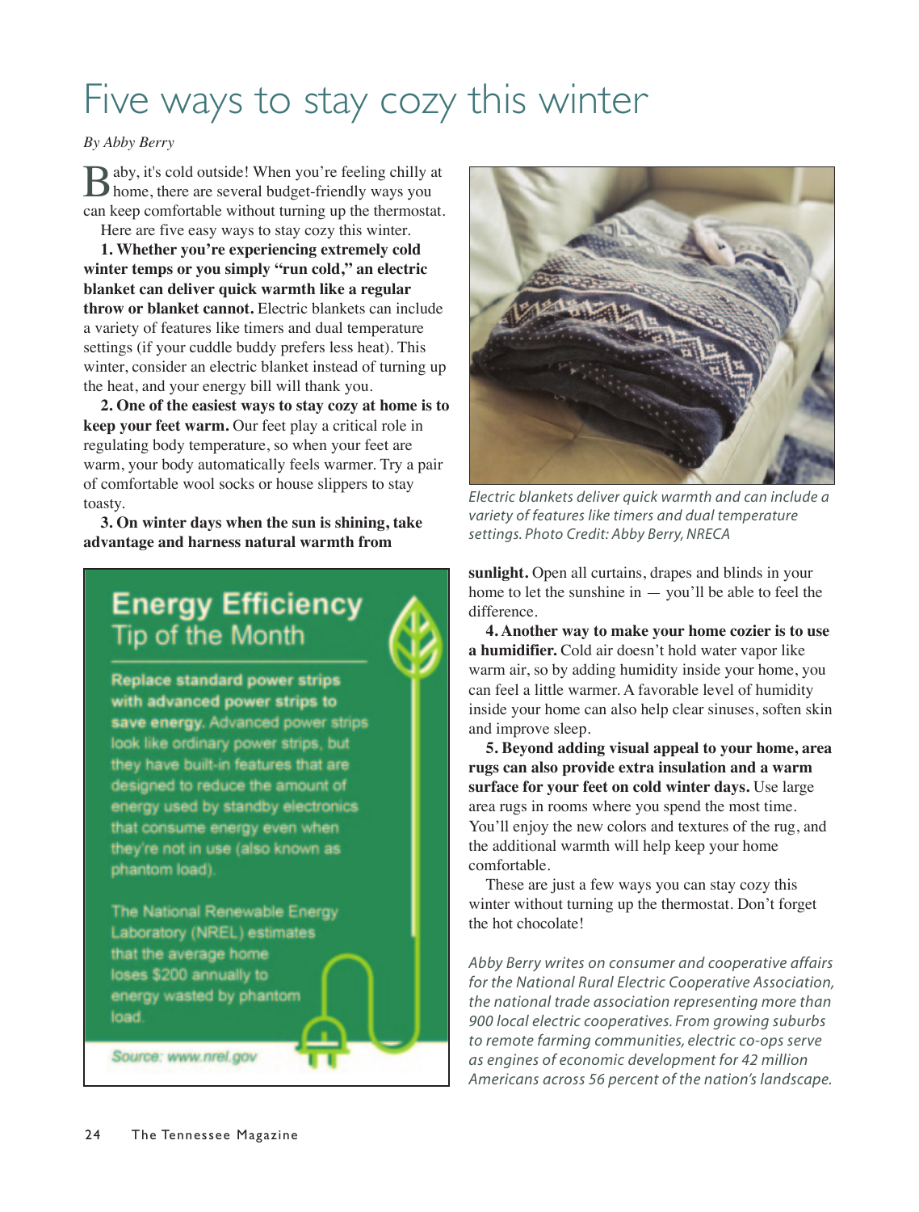# Five ways to stay cozy this winter

*By Abby Berry*

Baby, it's cold outside! When you're feeling chilly at home, there are several budget-friendly ways you can keep comfortable without turning up the thermostat.

Here are five easy ways to stay cozy this winter.

**1. Whether you're experiencing extremely cold winter temps or you simply "run cold," an electric blanket can deliver quick warmth like a regular throw or blanket cannot.** Electric blankets can include a variety of features like timers and dual temperature settings (if your cuddle buddy prefers less heat). This winter, consider an electric blanket instead of turning up the heat, and your energy bill will thank you.

**2. One of the easiest ways to stay cozy at home is to keep your feet warm.** Our feet play a critical role in regulating body temperature, so when your feet are warm, your body automatically feels warmer. Try a pair of comfortable wool socks or house slippers to stay toasty.

**3. On winter days when the sun is shining, take advantage and harness natural warmth from sunlight.** Open all curtains, drapes and blinds in your home to let the sunshine in — you'll be able to feel the difference.

**4. Another way to make your home cozier is to use a humidifier.** Cold air doesn't hold water vapor like warm air, so by adding humidity inside your home, you can feel a little warmer. A favorable level of humidity inside your home can also help clear sinuses, soften skin and improve sleep.

**5. Beyond adding visual appeal to your home, area rugs can also provide extra insulation and a warm surface for your feet on cold winter days.** Use large area rugs in rooms where you spend the most time. You'll enjoy the new colors and textures of the rug, and the additional warmth will help keep your home comfortable.

These are just a few ways you can stay cozy this winter without turning up the thermostat. Don't forget the hot chocolate!

*Electric blankets deliver quick warmth and can include a variety of features like timers and dual temperature settings. Photo Credit: Abby Berry, NRECA*

*Abby Berry writes on consumer and cooperative affairs for the National Rural Electric Cooperative Association, the national trade association representing more than 900 local electric cooperatives. From growing suburbs to remote farming communities, electric co-ops serve as engines of economic development for 42 million Americans across 56 percent of the nation's landscape.*

## Energy Efficiency Tip of the Month

**Replace standard power strips with advanced power strips to save energy.** Advanced power strips look like ordinary power strips, but they have built-in features that are designed to reduce the amount of energy used by standby electronics that consume energy even when they're not in use (also known as phantom load).

The National Renewable Energy Laboratory (NREL) estimates that the average home loses $200 annually to energy wasted by phantom load.

Source: www.nrel.gov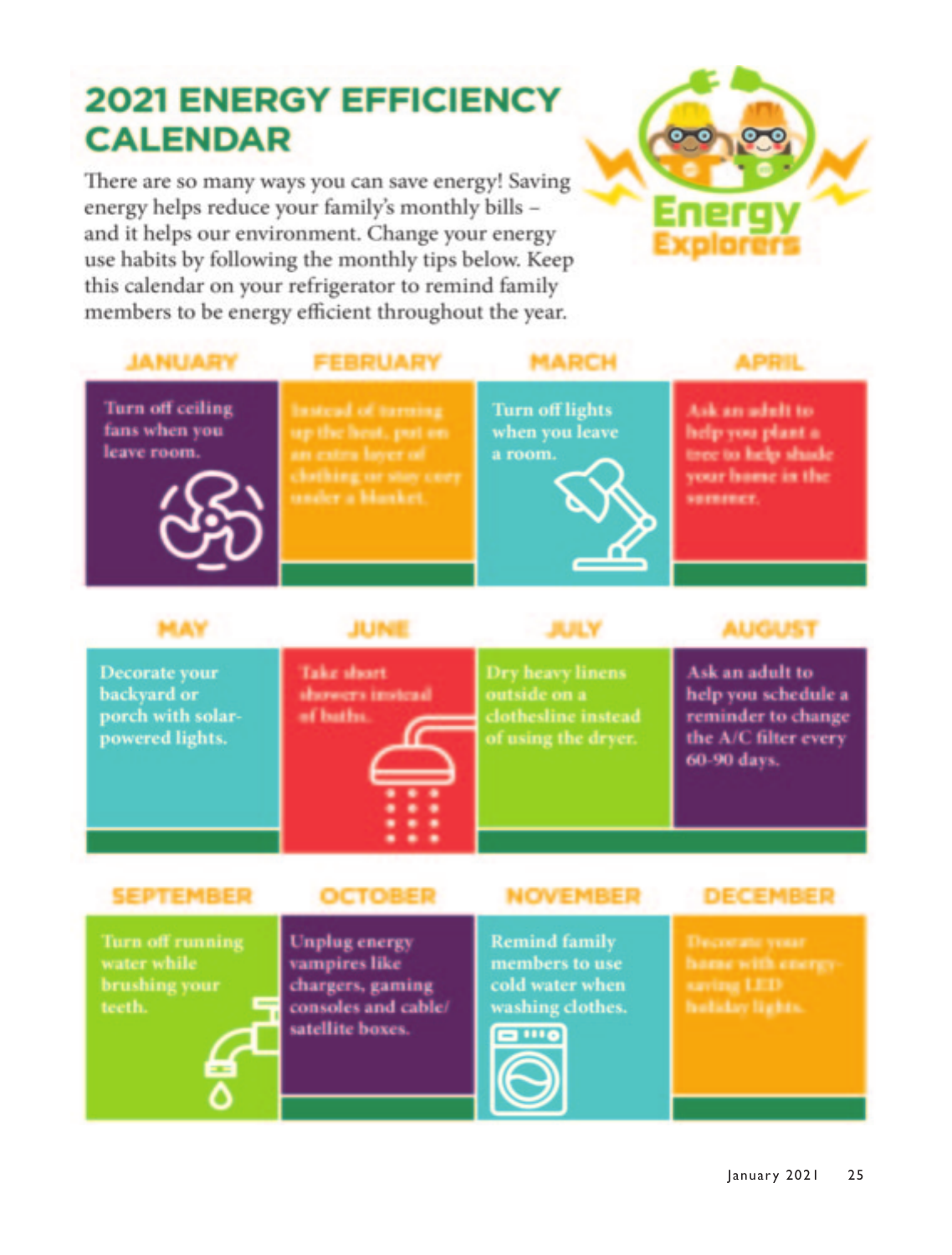# 2021 ENERGY EFFICIENCY CALENDAR

There are so many ways you can save energy! Saving energy helps reduce your family's monthly bills – and it helps our environment. Change your energy use habits by following the monthly tips below. Keep this calendar on your refrigerator to remind family members to be energy efficient throughout the year.

Energy Explorers

### JANUARY

Turn off ceiling fans when you leave room.

### FEBRUARY

Instead of turning up the heat, put on an extra layer of clothing or stay cozy under a blanket.

### MARCH

Turn off lights when you leave a room.

### APRIL

Ask an adult to help you plant a tree to help shade your home in the summer.

### MAY

Decorate your backyard or porch with solar-powered lights.

### JUNE

Take short showers instead of baths.

### JULY

Dry heavy linens outside on a clothesline instead of using the dryer.

### AUGUST

Ask an adult to help you schedule a reminder to change the A/C filter every 60-90 days.

### SEPTEMBER

Turn off running water while brushing your teeth.

### OCTOBER

Unplug energy vampires like chargers, gaming consoles and cable/satellite boxes.

### NOVEMBER

Remind family members to use cold water when washing clothes.

### DECEMBER

Decorate your home with energy-saving LED holiday lights.